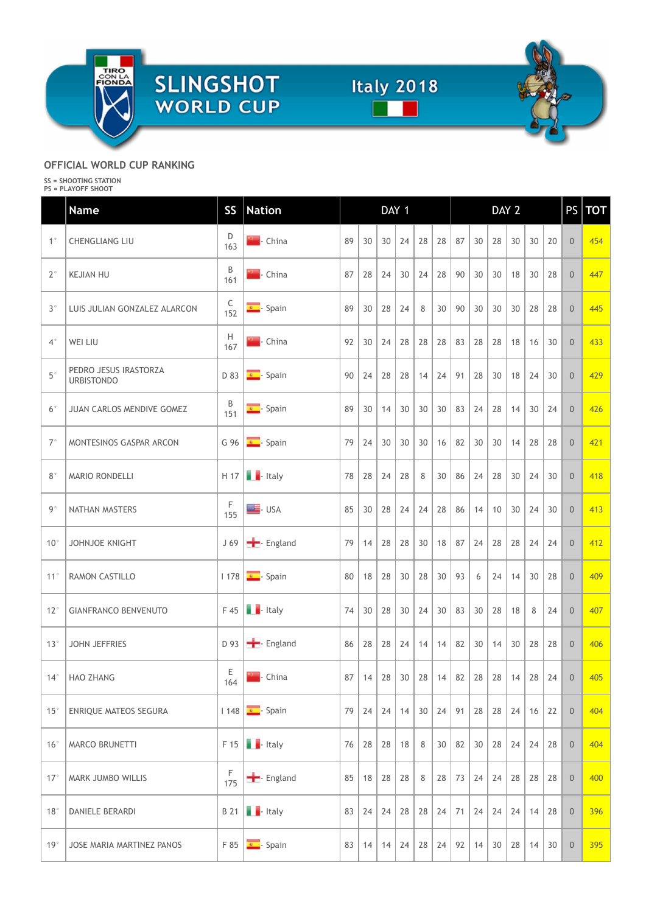# SLINGSHOT WORLD CUP Italy 2018

## OFFICIAL WORLD CUP RANKING

SS = SHOOTING STATION
PS = PLAYOFF SHOOT

| | Name | SS | Nation | DAY 1 | | | | | | DAY 2 | | | | | | PS | TOT |
|---|---|---|---|---|---|---|---|---|---|---|---|---|---|---|---|---|---|
| 1° | CHENGLIANG LIU | D 163 | China | 89 | 30 | 30 | 24 | 28 | 28 | 87 | 30 | 28 | 30 | 30 | 20 | 0 | 454 |
| 2° | KEJIAN HU | B 161 | China | 87 | 28 | 24 | 30 | 24 | 28 | 90 | 30 | 30 | 18 | 30 | 28 | 0 | 447 |
| 3° | LUIS JULIAN GONZALEZ ALARCON | C 152 | Spain | 89 | 30 | 28 | 24 | 8 | 30 | 90 | 30 | 30 | 30 | 28 | 28 | 0 | 445 |
| 4° | WEI LIU | H 167 | China | 92 | 30 | 24 | 28 | 28 | 28 | 83 | 28 | 28 | 18 | 16 | 30 | 0 | 433 |
| 5° | PEDRO JESUS IRASTORZA URBISTONDO | D 83 | Spain | 90 | 24 | 28 | 28 | 14 | 24 | 91 | 28 | 30 | 18 | 24 | 30 | 0 | 429 |
| 6° | JUAN CARLOS MENDIVE GOMEZ | B 151 | Spain | 89 | 30 | 14 | 30 | 30 | 30 | 83 | 24 | 28 | 14 | 30 | 24 | 0 | 426 |
| 7° | MONTESINOS GASPAR ARCON | G 96 | Spain | 79 | 24 | 30 | 30 | 30 | 16 | 82 | 30 | 30 | 14 | 28 | 28 | 0 | 421 |
| 8° | MARIO RONDELLI | H 17 | Italy | 78 | 28 | 24 | 28 | 8 | 30 | 86 | 24 | 28 | 30 | 24 | 30 | 0 | 418 |
| 9° | NATHAN MASTERS | F 155 | USA | 85 | 30 | 28 | 24 | 24 | 28 | 86 | 14 | 10 | 30 | 24 | 30 | 0 | 413 |
| 10° | JOHNJOE KNIGHT | J 69 | England | 79 | 14 | 28 | 28 | 30 | 18 | 87 | 24 | 28 | 28 | 24 | 24 | 0 | 412 |
| 11° | RAMON CASTILLO | I 178 | Spain | 80 | 18 | 28 | 30 | 28 | 30 | 93 | 6 | 24 | 14 | 30 | 28 | 0 | 409 |
| 12° | GIANFRANCO BENVENUTO | F 45 | Italy | 74 | 30 | 28 | 30 | 24 | 30 | 83 | 30 | 28 | 18 | 8 | 24 | 0 | 407 |
| 13° | JOHN JEFFRIES | D 93 | England | 86 | 28 | 28 | 24 | 14 | 14 | 82 | 30 | 14 | 30 | 28 | 28 | 0 | 406 |
| 14° | HAO ZHANG | E 164 | China | 87 | 14 | 28 | 30 | 28 | 14 | 82 | 28 | 28 | 14 | 28 | 24 | 0 | 405 |
| 15° | ENRIQUE MATEOS SEGURA | I 148 | Spain | 79 | 24 | 24 | 14 | 30 | 24 | 91 | 28 | 28 | 24 | 16 | 22 | 0 | 404 |
| 16° | MARCO BRUNETTI | F 15 | Italy | 76 | 28 | 28 | 18 | 8 | 30 | 82 | 30 | 28 | 24 | 24 | 28 | 0 | 404 |
| 17° | MARK JUMBO WILLIS | F 175 | England | 85 | 18 | 28 | 28 | 8 | 28 | 73 | 24 | 24 | 28 | 28 | 28 | 0 | 400 |
| 18° | DANIELE BERARDI | B 21 | Italy | 83 | 24 | 24 | 28 | 28 | 24 | 71 | 24 | 24 | 24 | 14 | 28 | 0 | 396 |
| 19° | JOSE MARIA MARTINEZ PANOS | F 85 | Spain | 83 | 14 | 14 | 24 | 28 | 24 | 92 | 14 | 30 | 28 | 14 | 30 | 0 | 395 |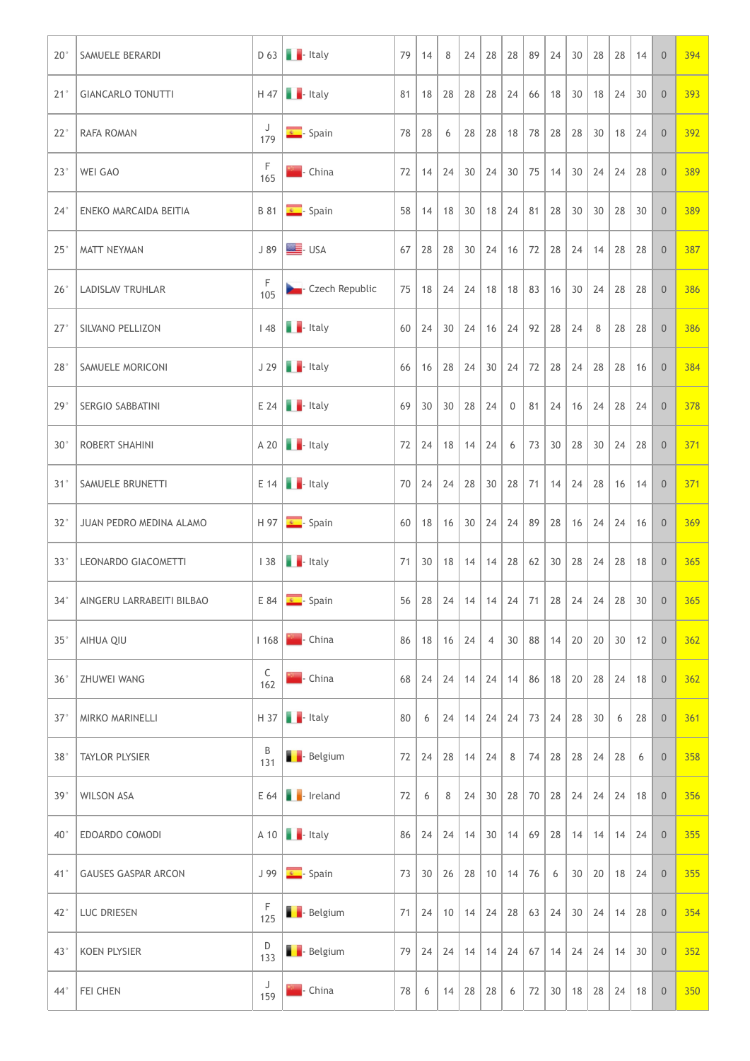| 20° | SAMUELE BERARDI | D 63 | Italy | 79 | 14 | 8 | 24 | 28 | 28 | 89 | 24 | 30 | 28 | 28 | 14 | 0 | 394 |
|---|---|---|---|---|---|---|---|---|---|---|---|---|---|---|---|---|---|
| 21° | GIANCARLO TONUTTI | H 47 | Italy | 81 | 18 | 28 | 28 | 28 | 24 | 66 | 18 | 30 | 18 | 24 | 30 | 0 | 393 |
| 22° | RAFA ROMAN | J 179 | Spain | 78 | 28 | 6 | 28 | 28 | 18 | 78 | 28 | 28 | 30 | 18 | 24 | 0 | 392 |
| 23° | WEI GAO | F 165 | China | 72 | 14 | 24 | 30 | 24 | 30 | 75 | 14 | 30 | 24 | 24 | 28 | 0 | 389 |
| 24° | ENEKO MARCAIDA BEITIA | B 81 | Spain | 58 | 14 | 18 | 30 | 18 | 24 | 81 | 28 | 30 | 30 | 28 | 30 | 0 | 389 |
| 25° | MATT NEYMAN | J 89 | USA | 67 | 28 | 28 | 30 | 24 | 16 | 72 | 28 | 24 | 14 | 28 | 28 | 0 | 387 |
| 26° | LADISLAV TRUHLAR | F 105 | Czech Republic | 75 | 18 | 24 | 24 | 18 | 18 | 83 | 16 | 30 | 24 | 28 | 28 | 0 | 386 |
| 27° | SILVANO PELLIZON | I 48 | Italy | 60 | 24 | 30 | 24 | 16 | 24 | 92 | 28 | 24 | 8 | 28 | 28 | 0 | 386 |
| 28° | SAMUELE MORICONI | J 29 | Italy | 66 | 16 | 28 | 24 | 30 | 24 | 72 | 28 | 24 | 28 | 28 | 16 | 0 | 384 |
| 29° | SERGIO SABBATINI | E 24 | Italy | 69 | 30 | 30 | 28 | 24 | 0 | 81 | 24 | 16 | 24 | 28 | 24 | 0 | 378 |
| 30° | ROBERT SHAHINI | A 20 | Italy | 72 | 24 | 18 | 14 | 24 | 6 | 73 | 30 | 28 | 30 | 24 | 28 | 0 | 371 |
| 31° | SAMUELE BRUNETTI | E 14 | Italy | 70 | 24 | 24 | 28 | 30 | 28 | 71 | 14 | 24 | 28 | 16 | 14 | 0 | 371 |
| 32° | JUAN PEDRO MEDINA ALAMO | H 97 | Spain | 60 | 18 | 16 | 30 | 24 | 24 | 89 | 28 | 16 | 24 | 24 | 16 | 0 | 369 |
| 33° | LEONARDO GIACOMETTI | I 38 | Italy | 71 | 30 | 18 | 14 | 14 | 28 | 62 | 30 | 28 | 24 | 28 | 18 | 0 | 365 |
| 34° | AINGERU LARRABEITI BILBAO | E 84 | Spain | 56 | 28 | 24 | 14 | 14 | 24 | 71 | 28 | 24 | 24 | 28 | 30 | 0 | 365 |
| 35° | AIHUA QIU | I 168 | China | 86 | 18 | 16 | 24 | 4 | 30 | 88 | 14 | 20 | 20 | 30 | 12 | 0 | 362 |
| 36° | ZHUWEI WANG | C 162 | China | 68 | 24 | 24 | 14 | 24 | 14 | 86 | 18 | 20 | 28 | 24 | 18 | 0 | 362 |
| 37° | MIRKO MARINELLI | H 37 | Italy | 80 | 6 | 24 | 14 | 24 | 24 | 73 | 24 | 28 | 30 | 6 | 28 | 0 | 361 |
| 38° | TAYLOR PLYSIER | B 131 | Belgium | 72 | 24 | 28 | 14 | 24 | 8 | 74 | 28 | 28 | 24 | 28 | 6 | 0 | 358 |
| 39° | WILSON ASA | E 64 | Ireland | 72 | 6 | 8 | 24 | 30 | 28 | 70 | 28 | 24 | 24 | 24 | 18 | 0 | 356 |
| 40° | EDOARDO COMODI | A 10 | Italy | 86 | 24 | 24 | 14 | 30 | 14 | 69 | 28 | 14 | 14 | 14 | 24 | 0 | 355 |
| 41° | GAUSES GASPAR ARCON | J 99 | Spain | 73 | 30 | 26 | 28 | 10 | 14 | 76 | 6 | 30 | 20 | 18 | 24 | 0 | 355 |
| 42° | LUC DRIESEN | F 125 | Belgium | 71 | 24 | 10 | 14 | 24 | 28 | 63 | 24 | 30 | 24 | 14 | 28 | 0 | 354 |
| 43° | KOEN PLYSIER | D 133 | Belgium | 79 | 24 | 24 | 14 | 14 | 24 | 67 | 14 | 24 | 24 | 14 | 30 | 0 | 352 |
| 44° | FEI CHEN | J 159 | China | 78 | 6 | 14 | 28 | 28 | 6 | 72 | 30 | 18 | 28 | 24 | 18 | 0 | 350 |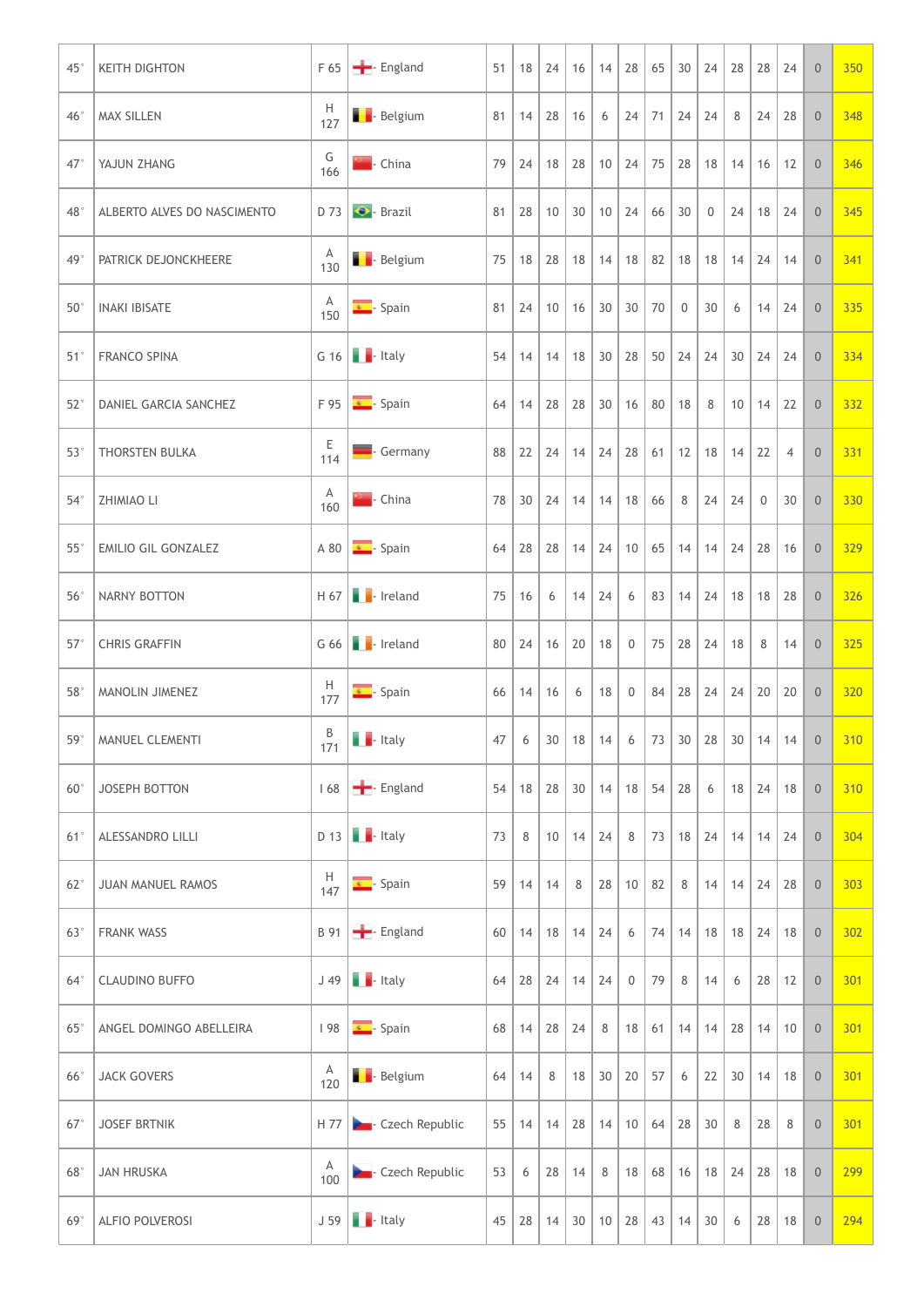| | | | | | | | | | | | | | | | | | |
|---|---|---|---|---|---|---|---|---|---|---|---|---|---|---|---|---|---|
| 45° | KEITH DIGHTON | F 65 | England | 51 | 18 | 24 | 16 | 14 | 28 | 65 | 30 | 24 | 28 | 28 | 24 | 0 | 350 |
| 46° | MAX SILLEN | H 127 | Belgium | 81 | 14 | 28 | 16 | 6 | 24 | 71 | 24 | 24 | 8 | 24 | 28 | 0 | 348 |
| 47° | YAJUN ZHANG | G 166 | China | 79 | 24 | 18 | 28 | 10 | 24 | 75 | 28 | 18 | 14 | 16 | 12 | 0 | 346 |
| 48° | ALBERTO ALVES DO NASCIMENTO | D 73 | Brazil | 81 | 28 | 10 | 30 | 10 | 24 | 66 | 30 | 0 | 24 | 18 | 24 | 0 | 345 |
| 49° | PATRICK DEJONCKHEERE | A 130 | Belgium | 75 | 18 | 28 | 18 | 14 | 18 | 82 | 18 | 18 | 14 | 24 | 14 | 0 | 341 |
| 50° | INAKI IBISATE | A 150 | Spain | 81 | 24 | 10 | 16 | 30 | 30 | 70 | 0 | 30 | 6 | 14 | 24 | 0 | 335 |
| 51° | FRANCO SPINA | G 16 | Italy | 54 | 14 | 14 | 18 | 30 | 28 | 50 | 24 | 24 | 30 | 24 | 24 | 0 | 334 |
| 52° | DANIEL GARCIA SANCHEZ | F 95 | Spain | 64 | 14 | 28 | 28 | 30 | 16 | 80 | 18 | 8 | 10 | 14 | 22 | 0 | 332 |
| 53° | THORSTEN BULKA | E 114 | Germany | 88 | 22 | 24 | 14 | 24 | 28 | 61 | 12 | 18 | 14 | 22 | 4 | 0 | 331 |
| 54° | ZHIMIAO LI | A 160 | China | 78 | 30 | 24 | 14 | 14 | 18 | 66 | 8 | 24 | 24 | 0 | 30 | 0 | 330 |
| 55° | EMILIO GIL GONZALEZ | A 80 | Spain | 64 | 28 | 28 | 14 | 24 | 10 | 65 | 14 | 14 | 24 | 28 | 16 | 0 | 329 |
| 56° | NARNY BOTTON | H 67 | Ireland | 75 | 16 | 6 | 14 | 24 | 6 | 83 | 14 | 24 | 18 | 18 | 28 | 0 | 326 |
| 57° | CHRIS GRAFFIN | G 66 | Ireland | 80 | 24 | 16 | 20 | 18 | 0 | 75 | 28 | 24 | 18 | 8 | 14 | 0 | 325 |
| 58° | MANOLIN JIMENEZ | H 177 | Spain | 66 | 14 | 16 | 6 | 18 | 0 | 84 | 28 | 24 | 24 | 20 | 20 | 0 | 320 |
| 59° | MANUEL CLEMENTI | B 171 | Italy | 47 | 6 | 30 | 18 | 14 | 6 | 73 | 30 | 28 | 30 | 14 | 14 | 0 | 310 |
| 60° | JOSEPH BOTTON | I 68 | England | 54 | 18 | 28 | 30 | 14 | 18 | 54 | 28 | 6 | 18 | 24 | 18 | 0 | 310 |
| 61° | ALESSANDRO LILLI | D 13 | Italy | 73 | 8 | 10 | 14 | 24 | 8 | 73 | 18 | 24 | 14 | 14 | 24 | 0 | 304 |
| 62° | JUAN MANUEL RAMOS | H 147 | Spain | 59 | 14 | 14 | 8 | 28 | 10 | 82 | 8 | 14 | 14 | 24 | 28 | 0 | 303 |
| 63° | FRANK WASS | B 91 | England | 60 | 14 | 18 | 14 | 24 | 6 | 74 | 14 | 18 | 18 | 24 | 18 | 0 | 302 |
| 64° | CLAUDINO BUFFO | J 49 | Italy | 64 | 28 | 24 | 14 | 24 | 0 | 79 | 8 | 14 | 6 | 28 | 12 | 0 | 301 |
| 65° | ANGEL DOMINGO ABELLEIRA | I 98 | Spain | 68 | 14 | 28 | 24 | 8 | 18 | 61 | 14 | 14 | 28 | 14 | 10 | 0 | 301 |
| 66° | JACK GOVERS | A 120 | Belgium | 64 | 14 | 8 | 18 | 30 | 20 | 57 | 6 | 22 | 30 | 14 | 18 | 0 | 301 |
| 67° | JOSEF BRTNIK | H 77 | Czech Republic | 55 | 14 | 14 | 28 | 14 | 10 | 64 | 28 | 30 | 8 | 28 | 8 | 0 | 301 |
| 68° | JAN HRUSKA | A 100 | Czech Republic | 53 | 6 | 28 | 14 | 8 | 18 | 68 | 16 | 18 | 24 | 28 | 18 | 0 | 299 |
| 69° | ALFIO POLVEROSI | J 59 | Italy | 45 | 28 | 14 | 30 | 10 | 28 | 43 | 14 | 30 | 6 | 28 | 18 | 0 | 294 |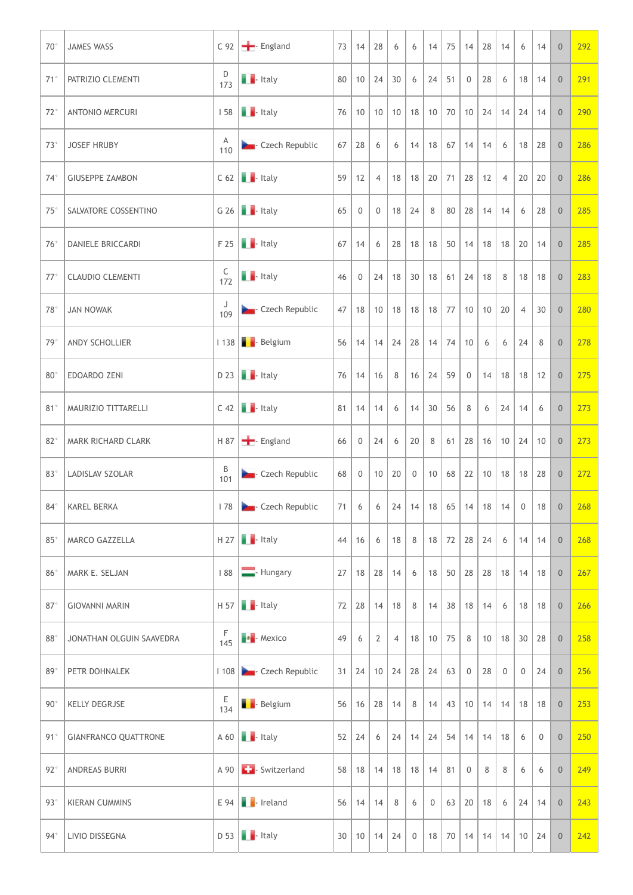| | | | | | | | | | | | | | | | | | |
|---|---|---|---|---|---|---|---|---|---|---|---|---|---|---|---|---|---|
| 70° | JAMES WASS | C 92 | England | 73 | 14 | 28 | 6 | 6 | 14 | 75 | 14 | 28 | 14 | 6 | 14 | 0 | 292 |
| 71° | PATRIZIO CLEMENTI | D 173 | Italy | 80 | 10 | 24 | 30 | 6 | 24 | 51 | 0 | 28 | 6 | 18 | 14 | 0 | 291 |
| 72° | ANTONIO MERCURI | I 58 | Italy | 76 | 10 | 10 | 10 | 18 | 10 | 70 | 10 | 24 | 14 | 24 | 14 | 0 | 290 |
| 73° | JOSEF HRUBY | A 110 | Czech Republic | 67 | 28 | 6 | 6 | 14 | 18 | 67 | 14 | 14 | 6 | 18 | 28 | 0 | 286 |
| 74° | GIUSEPPE ZAMBON | C 62 | Italy | 59 | 12 | 4 | 18 | 18 | 20 | 71 | 28 | 12 | 4 | 20 | 20 | 0 | 286 |
| 75° | SALVATORE COSSENTINO | G 26 | Italy | 65 | 0 | 0 | 18 | 24 | 8 | 80 | 28 | 14 | 14 | 6 | 28 | 0 | 285 |
| 76° | DANIELE BRICCARDI | F 25 | Italy | 67 | 14 | 6 | 28 | 18 | 18 | 50 | 14 | 18 | 18 | 20 | 14 | 0 | 285 |
| 77° | CLAUDIO CLEMENTI | C 172 | Italy | 46 | 0 | 24 | 18 | 30 | 18 | 61 | 24 | 18 | 8 | 18 | 18 | 0 | 283 |
| 78° | JAN NOWAK | J 109 | Czech Republic | 47 | 18 | 10 | 18 | 18 | 18 | 77 | 10 | 10 | 20 | 4 | 30 | 0 | 280 |
| 79° | ANDY SCHOLLIER | I 138 | Belgium | 56 | 14 | 14 | 24 | 28 | 14 | 74 | 10 | 6 | 6 | 24 | 8 | 0 | 278 |
| 80° | EDOARDO ZENI | D 23 | Italy | 76 | 14 | 16 | 8 | 16 | 24 | 59 | 0 | 14 | 18 | 18 | 12 | 0 | 275 |
| 81° | MAURIZIO TITTARELLI | C 42 | Italy | 81 | 14 | 14 | 6 | 14 | 30 | 56 | 8 | 6 | 24 | 14 | 6 | 0 | 273 |
| 82° | MARK RICHARD CLARK | H 87 | England | 66 | 0 | 24 | 6 | 20 | 8 | 61 | 28 | 16 | 10 | 24 | 10 | 0 | 273 |
| 83° | LADISLAV SZOLAR | B 101 | Czech Republic | 68 | 0 | 10 | 20 | 0 | 10 | 68 | 22 | 10 | 18 | 18 | 28 | 0 | 272 |
| 84° | KAREL BERKA | I 78 | Czech Republic | 71 | 6 | 6 | 24 | 14 | 18 | 65 | 14 | 18 | 14 | 0 | 18 | 0 | 268 |
| 85° | MARCO GAZZELLA | H 27 | Italy | 44 | 16 | 6 | 18 | 8 | 18 | 72 | 28 | 24 | 6 | 14 | 14 | 0 | 268 |
| 86° | MARK E. SELJAN | I 88 | Hungary | 27 | 18 | 28 | 14 | 6 | 18 | 50 | 28 | 28 | 18 | 14 | 18 | 0 | 267 |
| 87° | GIOVANNI MARIN | H 57 | Italy | 72 | 28 | 14 | 18 | 8 | 14 | 38 | 18 | 14 | 6 | 18 | 18 | 0 | 266 |
| 88° | JONATHAN OLGUIN SAAVEDRA | F 145 | Mexico | 49 | 6 | 2 | 4 | 18 | 10 | 75 | 8 | 10 | 18 | 30 | 28 | 0 | 258 |
| 89° | PETR DOHNALEK | I 108 | Czech Republic | 31 | 24 | 10 | 24 | 28 | 24 | 63 | 0 | 28 | 0 | 0 | 24 | 0 | 256 |
| 90° | KELLY DEGRJSE | E 134 | Belgium | 56 | 16 | 28 | 14 | 8 | 14 | 43 | 10 | 14 | 14 | 18 | 18 | 0 | 253 |
| 91° | GIANFRANCO QUATTRONE | A 60 | Italy | 52 | 24 | 6 | 24 | 14 | 24 | 54 | 14 | 14 | 18 | 6 | 0 | 0 | 250 |
| 92° | ANDREAS BURRI | A 90 | Switzerland | 58 | 18 | 14 | 18 | 18 | 14 | 81 | 0 | 8 | 8 | 6 | 6 | 0 | 249 |
| 93° | KIERAN CUMMINS | E 94 | Ireland | 56 | 14 | 14 | 8 | 6 | 0 | 63 | 20 | 18 | 6 | 24 | 14 | 0 | 243 |
| 94° | LIVIO DISSEGNA | D 53 | Italy | 30 | 10 | 14 | 24 | 0 | 18 | 70 | 14 | 14 | 14 | 10 | 24 | 0 | 242 |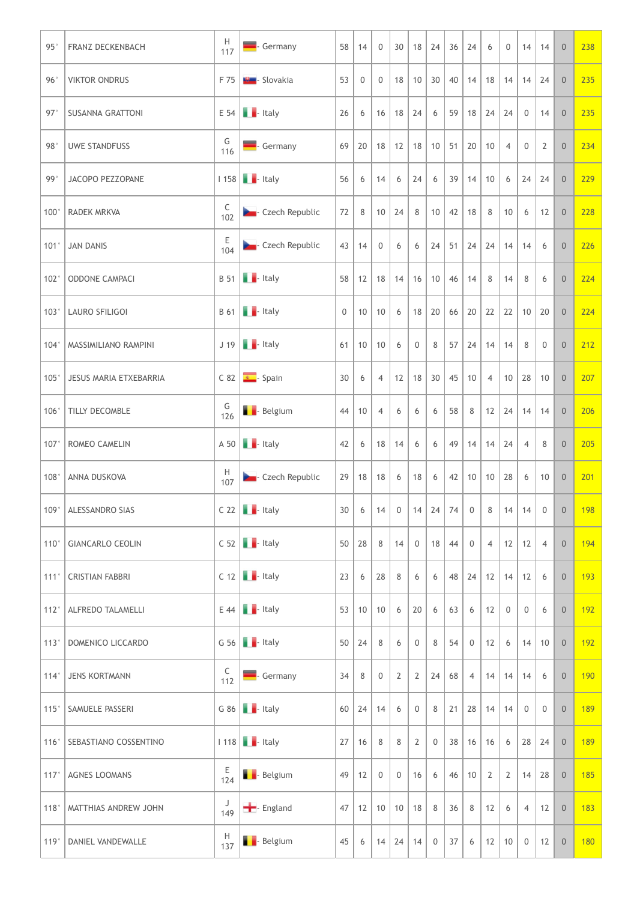| | | | | | | | | | | | | | | | | | |
|---|---|---|---|---|---|---|---|---|---|---|---|---|---|---|---|---|---|
| 95° | FRANZ DECKENBACH | H 117 | Germany | 58 | 14 | 0 | 30 | 18 | 24 | 36 | 24 | 6 | 0 | 14 | 14 | 0 | 238 |
| 96° | VIKTOR ONDRUS | F 75 | Slovakia | 53 | 0 | 0 | 18 | 10 | 30 | 40 | 14 | 18 | 14 | 14 | 24 | 0 | 235 |
| 97° | SUSANNA GRATTONI | E 54 | Italy | 26 | 6 | 16 | 18 | 24 | 6 | 59 | 18 | 24 | 24 | 0 | 14 | 0 | 235 |
| 98° | UWE STANDFUSS | G 116 | Germany | 69 | 20 | 18 | 12 | 18 | 10 | 51 | 20 | 10 | 4 | 0 | 2 | 0 | 234 |
| 99° | JACOPO PEZZOPANE | I 158 | Italy | 56 | 6 | 14 | 6 | 24 | 6 | 39 | 14 | 10 | 6 | 24 | 24 | 0 | 229 |
| 100° | RADEK MRKVA | C 102 | Czech Republic | 72 | 8 | 10 | 24 | 8 | 10 | 42 | 18 | 8 | 10 | 6 | 12 | 0 | 228 |
| 101° | JAN DANIS | E 104 | Czech Republic | 43 | 14 | 0 | 6 | 6 | 24 | 51 | 24 | 24 | 14 | 14 | 6 | 0 | 226 |
| 102° | ODDONE CAMPACI | B 51 | Italy | 58 | 12 | 18 | 14 | 16 | 10 | 46 | 14 | 8 | 14 | 8 | 6 | 0 | 224 |
| 103° | LAURO SFILIGOI | B 61 | Italy | 0 | 10 | 10 | 6 | 18 | 20 | 66 | 20 | 22 | 22 | 10 | 20 | 0 | 224 |
| 104° | MASSIMILIANO RAMPINI | J 19 | Italy | 61 | 10 | 10 | 6 | 0 | 8 | 57 | 24 | 14 | 14 | 8 | 0 | 0 | 212 |
| 105° | JESUS MARIA ETXEBARRIA | C 82 | Spain | 30 | 6 | 4 | 12 | 18 | 30 | 45 | 10 | 4 | 10 | 28 | 10 | 0 | 207 |
| 106° | TILLY DECOMBLE | G 126 | Belgium | 44 | 10 | 4 | 6 | 6 | 6 | 58 | 8 | 12 | 24 | 14 | 14 | 0 | 206 |
| 107° | ROMEO CAMELIN | A 50 | Italy | 42 | 6 | 18 | 14 | 6 | 6 | 49 | 14 | 14 | 24 | 4 | 8 | 0 | 205 |
| 108° | ANNA DUSKOVA | H 107 | Czech Republic | 29 | 18 | 18 | 6 | 18 | 6 | 42 | 10 | 10 | 28 | 6 | 10 | 0 | 201 |
| 109° | ALESSANDRO SIAS | C 22 | Italy | 30 | 6 | 14 | 0 | 14 | 24 | 74 | 0 | 8 | 14 | 14 | 0 | 0 | 198 |
| 110° | GIANCARLO CEOLIN | C 52 | Italy | 50 | 28 | 8 | 14 | 0 | 18 | 44 | 0 | 4 | 12 | 12 | 4 | 0 | 194 |
| 111° | CRISTIAN FABBRI | C 12 | Italy | 23 | 6 | 28 | 8 | 6 | 6 | 48 | 24 | 12 | 14 | 12 | 6 | 0 | 193 |
| 112° | ALFREDO TALAMELLI | E 44 | Italy | 53 | 10 | 10 | 6 | 20 | 6 | 63 | 6 | 12 | 0 | 0 | 6 | 0 | 192 |
| 113° | DOMENICO LICCARDO | G 56 | Italy | 50 | 24 | 8 | 6 | 0 | 8 | 54 | 0 | 12 | 6 | 14 | 10 | 0 | 192 |
| 114° | JENS KORTMANN | C 112 | Germany | 34 | 8 | 0 | 2 | 2 | 24 | 68 | 4 | 14 | 14 | 14 | 6 | 0 | 190 |
| 115° | SAMUELE PASSERI | G 86 | Italy | 60 | 24 | 14 | 6 | 0 | 8 | 21 | 28 | 14 | 14 | 0 | 0 | 0 | 189 |
| 116° | SEBASTIANO COSSENTINO | I 118 | Italy | 27 | 16 | 8 | 8 | 2 | 0 | 38 | 16 | 16 | 6 | 28 | 24 | 0 | 189 |
| 117° | AGNES LOOMANS | E 124 | Belgium | 49 | 12 | 0 | 0 | 16 | 6 | 46 | 10 | 2 | 2 | 14 | 28 | 0 | 185 |
| 118° | MATTHIAS ANDREW JOHN | J 149 | England | 47 | 12 | 10 | 10 | 18 | 8 | 36 | 8 | 12 | 6 | 4 | 12 | 0 | 183 |
| 119° | DANIEL VANDEWALLE | H 137 | Belgium | 45 | 6 | 14 | 24 | 14 | 0 | 37 | 6 | 12 | 10 | 0 | 12 | 0 | 180 |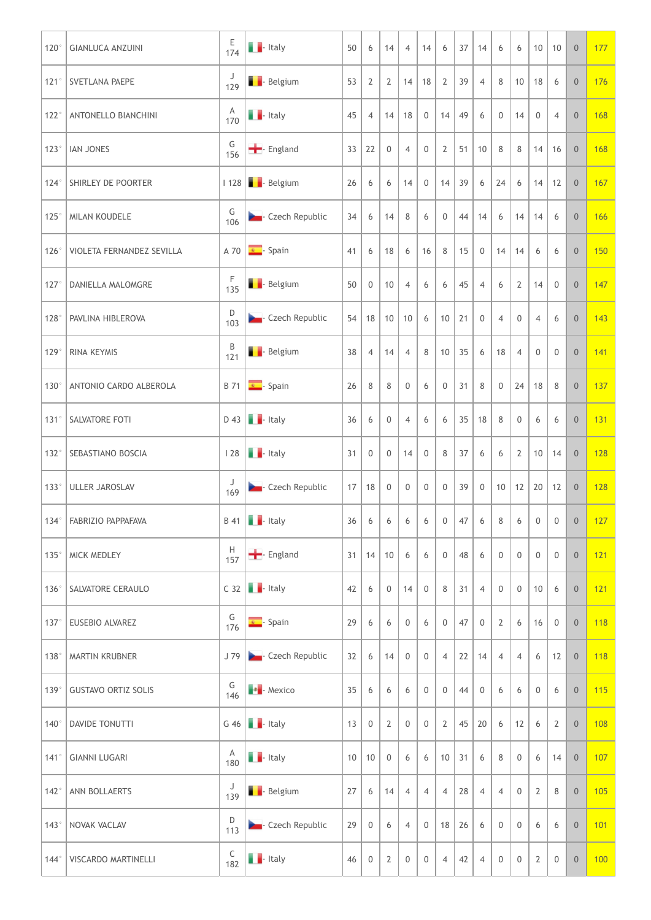| 120° | GIANLUCA ANZUINI | E 174 | Italy | 50 | 6 | 14 | 4 | 14 | 6 | 37 | 14 | 6 | 6 | 10 | 10 | 0 | 177 |
|---|---|---|---|---|---|---|---|---|---|---|---|---|---|---|---|---|---|
| 121° | SVETLANA PAEPE | J 129 | Belgium | 53 | 2 | 2 | 14 | 18 | 2 | 39 | 4 | 8 | 10 | 18 | 6 | 0 | 176 |
| 122° | ANTONELLO BIANCHINI | A 170 | Italy | 45 | 4 | 14 | 18 | 0 | 14 | 49 | 6 | 0 | 14 | 0 | 4 | 0 | 168 |
| 123° | IAN JONES | G 156 | England | 33 | 22 | 0 | 4 | 0 | 2 | 51 | 10 | 8 | 8 | 14 | 16 | 0 | 168 |
| 124° | SHIRLEY DE POORTER | I 128 | Belgium | 26 | 6 | 6 | 14 | 0 | 14 | 39 | 6 | 24 | 6 | 14 | 12 | 0 | 167 |
| 125° | MILAN KOUDELE | G 106 | Czech Republic | 34 | 6 | 14 | 8 | 6 | 0 | 44 | 14 | 6 | 14 | 14 | 6 | 0 | 166 |
| 126° | VIOLETA FERNANDEZ SEVILLA | A 70 | Spain | 41 | 6 | 18 | 6 | 16 | 8 | 15 | 0 | 14 | 14 | 6 | 6 | 0 | 150 |
| 127° | DANIELLA MALOMGRE | F 135 | Belgium | 50 | 0 | 10 | 4 | 6 | 6 | 45 | 4 | 6 | 2 | 14 | 0 | 0 | 147 |
| 128° | PAVLINA HIBLEROVA | D 103 | Czech Republic | 54 | 18 | 10 | 10 | 6 | 10 | 21 | 0 | 4 | 0 | 4 | 6 | 0 | 143 |
| 129° | RINA KEYMIS | B 121 | Belgium | 38 | 4 | 14 | 4 | 8 | 10 | 35 | 6 | 18 | 4 | 0 | 0 | 0 | 141 |
| 130° | ANTONIO CARDO ALBEROLA | B 71 | Spain | 26 | 8 | 8 | 0 | 6 | 0 | 31 | 8 | 0 | 24 | 18 | 8 | 0 | 137 |
| 131° | SALVATORE FOTI | D 43 | Italy | 36 | 6 | 0 | 4 | 6 | 6 | 35 | 18 | 8 | 0 | 6 | 6 | 0 | 131 |
| 132° | SEBASTIANO BOSCIA | I 28 | Italy | 31 | 0 | 0 | 14 | 0 | 8 | 37 | 6 | 6 | 2 | 10 | 14 | 0 | 128 |
| 133° | ULLER JAROSLAV | J 169 | Czech Republic | 17 | 18 | 0 | 0 | 0 | 0 | 39 | 0 | 10 | 12 | 20 | 12 | 0 | 128 |
| 134° | FABRIZIO PAPPAFAVA | B 41 | Italy | 36 | 6 | 6 | 6 | 6 | 0 | 47 | 6 | 8 | 6 | 0 | 0 | 0 | 127 |
| 135° | MICK MEDLEY | H 157 | England | 31 | 14 | 10 | 6 | 6 | 0 | 48 | 6 | 0 | 0 | 0 | 0 | 0 | 121 |
| 136° | SALVATORE CERAULO | C 32 | Italy | 42 | 6 | 0 | 14 | 0 | 8 | 31 | 4 | 0 | 0 | 10 | 6 | 0 | 121 |
| 137° | EUSEBIO ALVAREZ | G 176 | Spain | 29 | 6 | 6 | 0 | 6 | 0 | 47 | 0 | 2 | 6 | 16 | 0 | 0 | 118 |
| 138° | MARTIN KRUBNER | J 79 | Czech Republic | 32 | 6 | 14 | 0 | 0 | 4 | 22 | 14 | 4 | 4 | 6 | 12 | 0 | 118 |
| 139° | GUSTAVO ORTIZ SOLIS | G 146 | Mexico | 35 | 6 | 6 | 6 | 0 | 0 | 44 | 0 | 6 | 6 | 0 | 6 | 0 | 115 |
| 140° | DAVIDE TONUTTI | G 46 | Italy | 13 | 0 | 2 | 0 | 0 | 2 | 45 | 20 | 6 | 12 | 6 | 2 | 0 | 108 |
| 141° | GIANNI LUGARI | A 180 | Italy | 10 | 10 | 0 | 6 | 6 | 10 | 31 | 6 | 8 | 0 | 6 | 14 | 0 | 107 |
| 142° | ANN BOLLAERTS | J 139 | Belgium | 27 | 6 | 14 | 4 | 4 | 4 | 28 | 4 | 4 | 0 | 2 | 8 | 0 | 105 |
| 143° | NOVAK VACLAV | D 113 | Czech Republic | 29 | 0 | 6 | 4 | 0 | 18 | 26 | 6 | 0 | 0 | 6 | 6 | 0 | 101 |
| 144° | VISCARDO MARTINELLI | C 182 | Italy | 46 | 0 | 2 | 0 | 0 | 4 | 42 | 4 | 0 | 0 | 2 | 0 | 0 | 100 |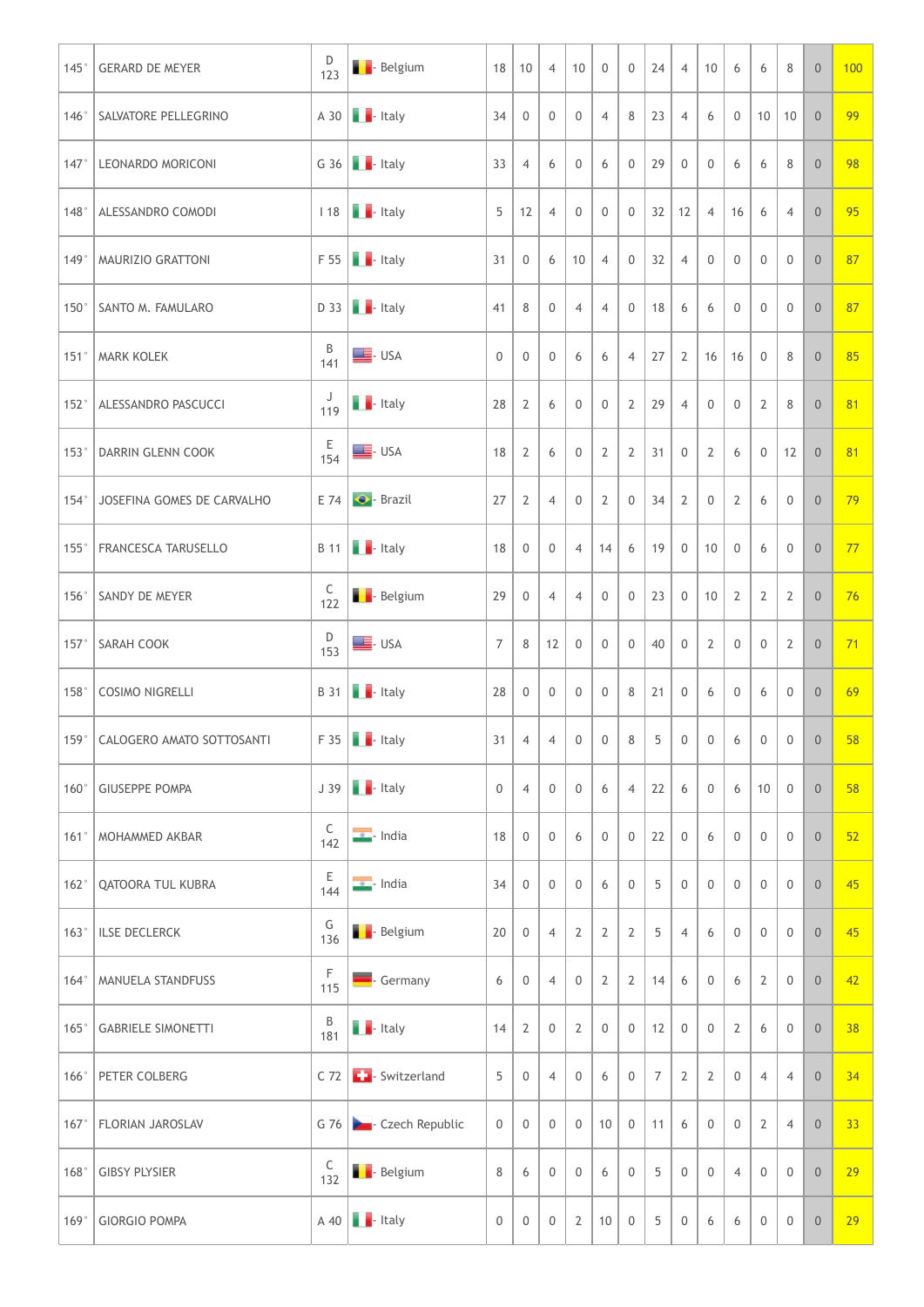| | | | | | | | | | | | | | | | | | |
|---|---|---|---|---|---|---|---|---|---|---|---|---|---|---|---|---|---|
| 145° | GERARD DE MEYER | D 123 | Belgium | 18 | 10 | 4 | 10 | 0 | 0 | 24 | 4 | 10 | 6 | 6 | 8 | 0 | 100 |
| 146° | SALVATORE PELLEGRINO | A 30 | Italy | 34 | 0 | 0 | 0 | 4 | 8 | 23 | 4 | 6 | 0 | 10 | 10 | 0 | 99 |
| 147° | LEONARDO MORICONI | G 36 | Italy | 33 | 4 | 6 | 0 | 6 | 0 | 29 | 0 | 0 | 6 | 6 | 8 | 0 | 98 |
| 148° | ALESSANDRO COMODI | I 18 | Italy | 5 | 12 | 4 | 0 | 0 | 0 | 32 | 12 | 4 | 16 | 6 | 4 | 0 | 95 |
| 149° | MAURIZIO GRATTONI | F 55 | Italy | 31 | 0 | 6 | 10 | 4 | 0 | 32 | 4 | 0 | 0 | 0 | 0 | 0 | 87 |
| 150° | SANTO M. FAMULARO | D 33 | Italy | 41 | 8 | 0 | 4 | 4 | 0 | 18 | 6 | 6 | 0 | 0 | 0 | 0 | 87 |
| 151° | MARK KOLEK | B 141 | USA | 0 | 0 | 0 | 6 | 6 | 4 | 27 | 2 | 16 | 16 | 0 | 8 | 0 | 85 |
| 152° | ALESSANDRO PASCUCCI | J 119 | Italy | 28 | 2 | 6 | 0 | 0 | 2 | 29 | 4 | 0 | 0 | 2 | 8 | 0 | 81 |
| 153° | DARRIN GLENN COOK | E 154 | USA | 18 | 2 | 6 | 0 | 2 | 2 | 31 | 0 | 2 | 6 | 0 | 12 | 0 | 81 |
| 154° | JOSEFINA GOMES DE CARVALHO | E 74 | Brazil | 27 | 2 | 4 | 0 | 2 | 0 | 34 | 2 | 0 | 2 | 6 | 0 | 0 | 79 |
| 155° | FRANCESCA TARUSELLO | B 11 | Italy | 18 | 0 | 0 | 4 | 14 | 6 | 19 | 0 | 10 | 0 | 6 | 0 | 0 | 77 |
| 156° | SANDY DE MEYER | C 122 | Belgium | 29 | 0 | 4 | 4 | 0 | 0 | 23 | 0 | 10 | 2 | 2 | 2 | 0 | 76 |
| 157° | SARAH COOK | D 153 | USA | 7 | 8 | 12 | 0 | 0 | 0 | 40 | 0 | 2 | 0 | 0 | 2 | 0 | 71 |
| 158° | COSIMO NIGRELLI | B 31 | Italy | 28 | 0 | 0 | 0 | 0 | 8 | 21 | 0 | 6 | 0 | 6 | 0 | 0 | 69 |
| 159° | CALOGERO AMATO SOTTOSANTI | F 35 | Italy | 31 | 4 | 4 | 0 | 0 | 8 | 5 | 0 | 0 | 6 | 0 | 0 | 0 | 58 |
| 160° | GIUSEPPE POMPA | J 39 | Italy | 0 | 4 | 0 | 0 | 6 | 4 | 22 | 6 | 0 | 6 | 10 | 0 | 0 | 58 |
| 161° | MOHAMMED AKBAR | C 142 | India | 18 | 0 | 0 | 6 | 0 | 0 | 22 | 0 | 6 | 0 | 0 | 0 | 0 | 52 |
| 162° | QATOORA TUL KUBRA | E 144 | India | 34 | 0 | 0 | 0 | 6 | 0 | 5 | 0 | 0 | 0 | 0 | 0 | 0 | 45 |
| 163° | ILSE DECLERCK | G 136 | Belgium | 20 | 0 | 4 | 2 | 2 | 2 | 5 | 4 | 6 | 0 | 0 | 0 | 0 | 45 |
| 164° | MANUELA STANDFUSS | F 115 | Germany | 6 | 0 | 4 | 0 | 2 | 2 | 14 | 6 | 0 | 6 | 2 | 0 | 0 | 42 |
| 165° | GABRIELE SIMONETTI | B 181 | Italy | 14 | 2 | 0 | 2 | 0 | 0 | 12 | 0 | 0 | 2 | 6 | 0 | 0 | 38 |
| 166° | PETER COLBERG | C 72 | Switzerland | 5 | 0 | 4 | 0 | 6 | 0 | 7 | 2 | 2 | 0 | 4 | 4 | 0 | 34 |
| 167° | FLORIAN JAROSLAV | G 76 | Czech Republic | 0 | 0 | 0 | 0 | 10 | 0 | 11 | 6 | 0 | 0 | 2 | 4 | 0 | 33 |
| 168° | GIBSY PLYSIER | C 132 | Belgium | 8 | 6 | 0 | 0 | 6 | 0 | 5 | 0 | 0 | 4 | 0 | 0 | 0 | 29 |
| 169° | GIORGIO POMPA | A 40 | Italy | 0 | 0 | 0 | 2 | 10 | 0 | 5 | 0 | 6 | 6 | 0 | 0 | 0 | 29 |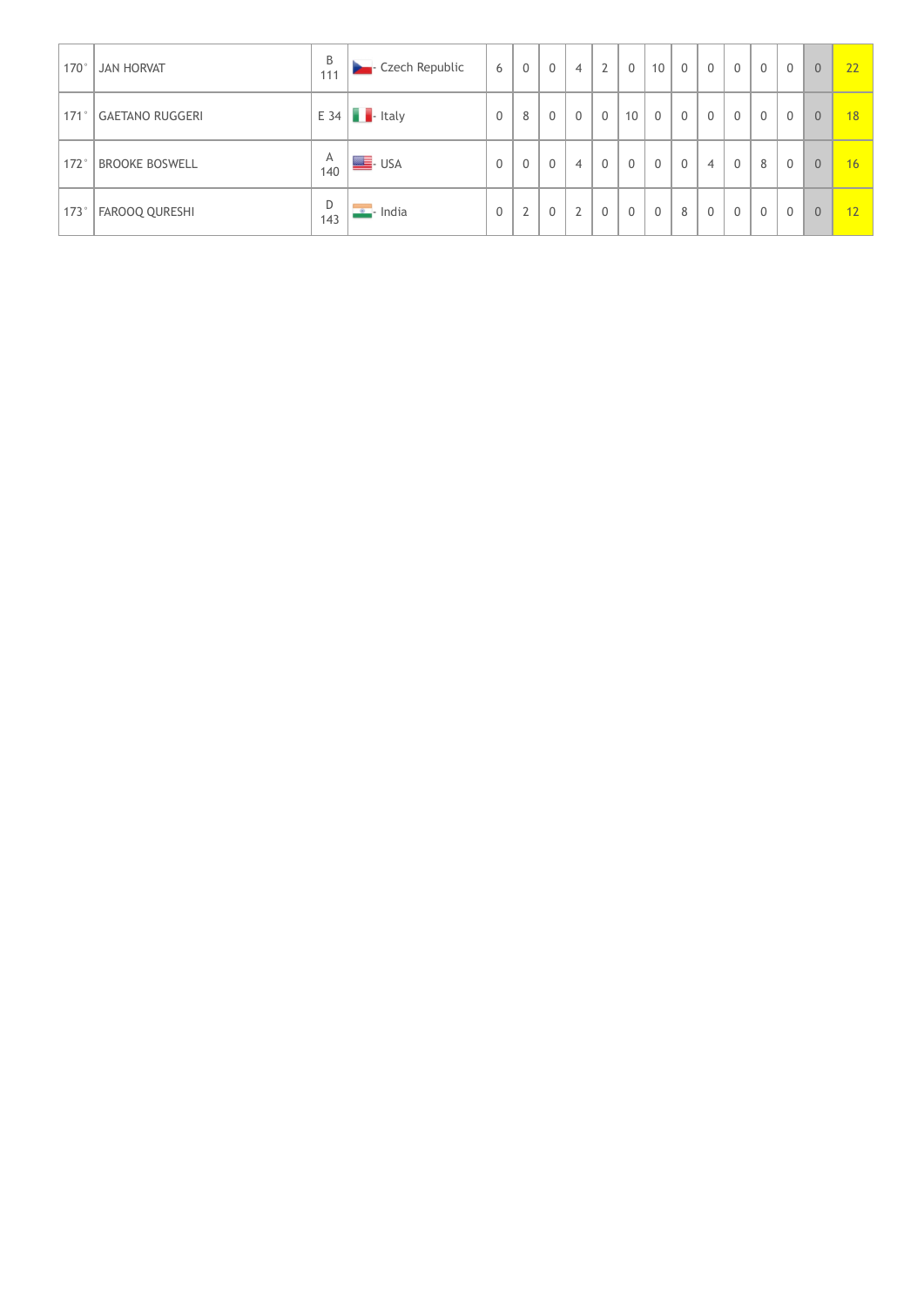| | | | | | | | | | | | | | | | | | | |
|---|---|---|---|---|---|---|---|---|---|---|---|---|---|---|---|---|---|---|
| 170° | JAN HORVAT | B 111 | Czech Republic | 6 | 0 | 0 | 4 | 2 | 0 | 10 | 0 | 0 | 0 | 0 | 0 | 0 | 22 |
| 171° | GAETANO RUGGERI | E 34 | Italy | 0 | 8 | 0 | 0 | 0 | 10 | 0 | 0 | 0 | 0 | 0 | 0 | 0 | 18 |
| 172° | BROOKE BOSWELL | A 140 | USA | 0 | 0 | 0 | 4 | 0 | 0 | 0 | 0 | 4 | 0 | 8 | 0 | 0 | 16 |
| 173° | FAROOQ QURESHI | D 143 | India | 0 | 2 | 0 | 2 | 0 | 0 | 0 | 8 | 0 | 0 | 0 | 0 | 0 | 12 |